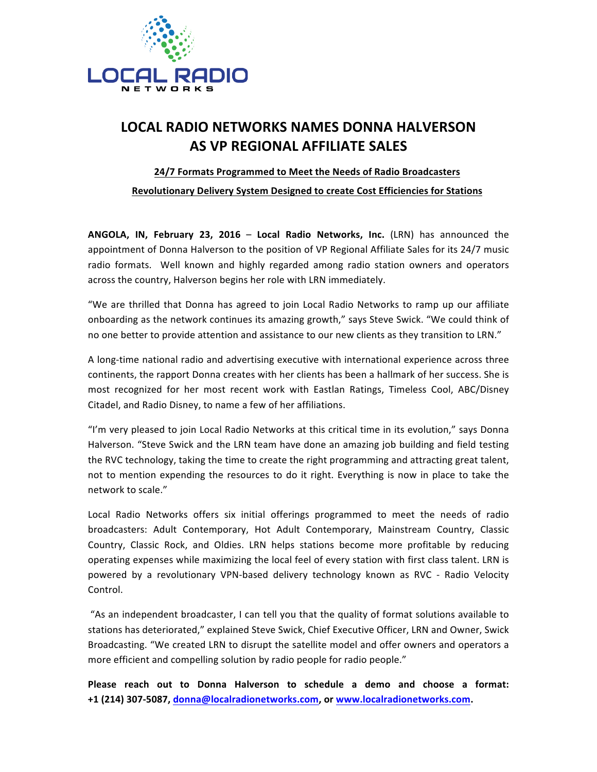LOCAL RADIO
NETWORKS

# LOCAL RADIO NETWORKS NAMES DONNA HALVERSON AS VP REGIONAL AFFILIATE SALES

**24/7 Formats Programmed to Meet the Needs of Radio Broadcasters**

**Revolutionary Delivery System Designed to create Cost Efficiencies for Stations**

**ANGOLA, IN, February 23, 2016** – **Local Radio Networks, Inc.** (LRN) has announced the appointment of Donna Halverson to the position of VP Regional Affiliate Sales for its 24/7 music radio formats. Well known and highly regarded among radio station owners and operators across the country, Halverson begins her role with LRN immediately.

"We are thrilled that Donna has agreed to join Local Radio Networks to ramp up our affiliate onboarding as the network continues its amazing growth," says Steve Swick. "We could think of no one better to provide attention and assistance to our new clients as they transition to LRN."

A long-time national radio and advertising executive with international experience across three continents, the rapport Donna creates with her clients has been a hallmark of her success. She is most recognized for her most recent work with Eastlan Ratings, Timeless Cool, ABC/Disney Citadel, and Radio Disney, to name a few of her affiliations.

"I'm very pleased to join Local Radio Networks at this critical time in its evolution," says Donna Halverson. "Steve Swick and the LRN team have done an amazing job building and field testing the RVC technology, taking the time to create the right programming and attracting great talent, not to mention expending the resources to do it right. Everything is now in place to take the network to scale."

Local Radio Networks offers six initial offerings programmed to meet the needs of radio broadcasters: Adult Contemporary, Hot Adult Contemporary, Mainstream Country, Classic Country, Classic Rock, and Oldies. LRN helps stations become more profitable by reducing operating expenses while maximizing the local feel of every station with first class talent. LRN is powered by a revolutionary VPN-based delivery technology known as RVC - Radio Velocity Control.

"As an independent broadcaster, I can tell you that the quality of format solutions available to stations has deteriorated," explained Steve Swick, Chief Executive Officer, LRN and Owner, Swick Broadcasting. "We created LRN to disrupt the satellite model and offer owners and operators a more efficient and compelling solution by radio people for radio people."

**Please reach out to Donna Halverson to schedule a demo and choose a format: +1 (214) 307-5087, donna@localradionetworks.com, or www.localradionetworks.com.**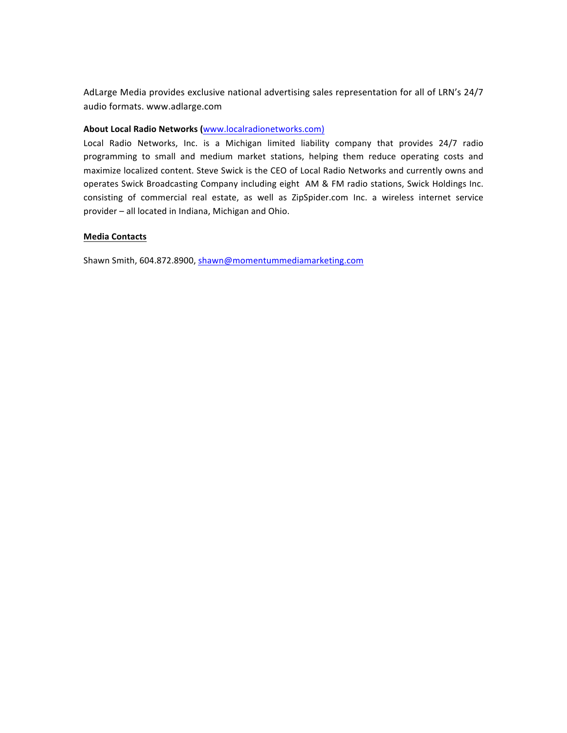AdLarge Media provides exclusive national advertising sales representation for all of LRN's 24/7 audio formats. www.adlarge.com

**About Local Radio Networks (**www.localradionetworks.com)

Local Radio Networks, Inc. is a Michigan limited liability company that provides 24/7 radio programming to small and medium market stations, helping them reduce operating costs and maximize localized content. Steve Swick is the CEO of Local Radio Networks and currently owns and operates Swick Broadcasting Company including eight AM & FM radio stations, Swick Holdings Inc. consisting of commercial real estate, as well as ZipSpider.com Inc. a wireless internet service provider – all located in Indiana, Michigan and Ohio.

**Media Contacts**

Shawn Smith, 604.872.8900, shawn@momentummediamarketing.com